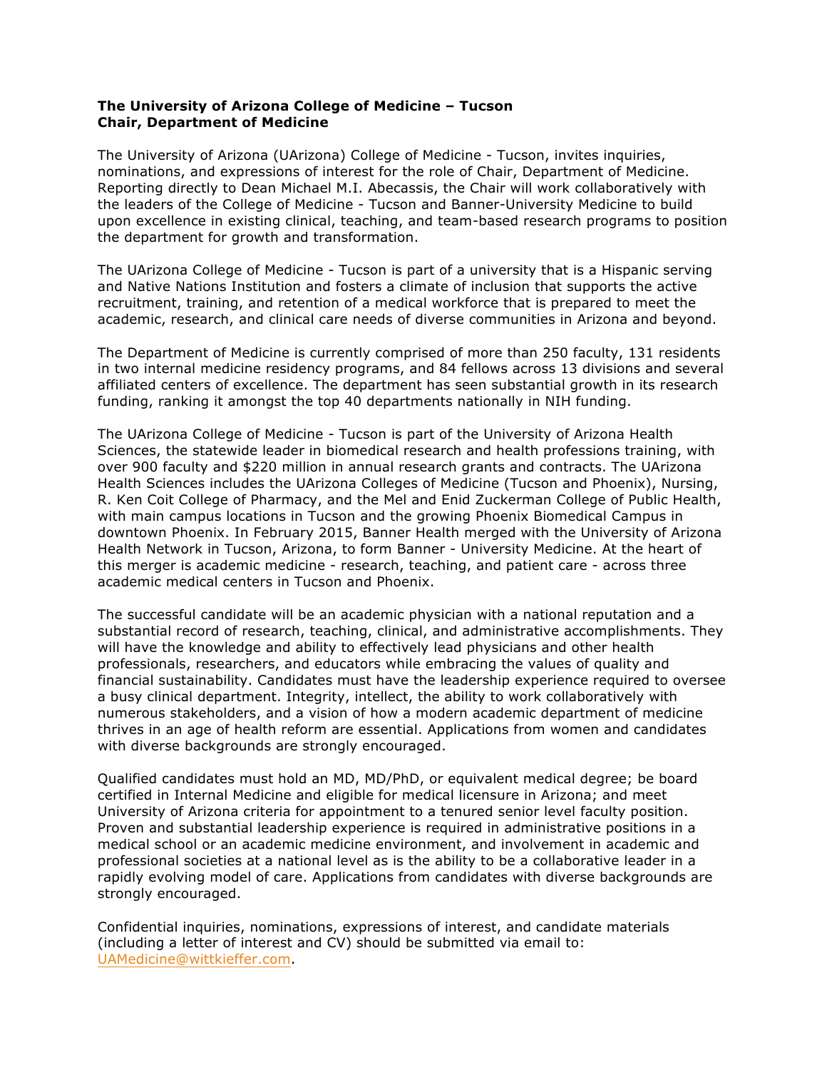**The University of Arizona College of Medicine – Tucson**
**Chair, Department of Medicine**

The University of Arizona (UArizona) College of Medicine - Tucson, invites inquiries, nominations, and expressions of interest for the role of Chair, Department of Medicine. Reporting directly to Dean Michael M.I. Abecassis, the Chair will work collaboratively with the leaders of the College of Medicine - Tucson and Banner-University Medicine to build upon excellence in existing clinical, teaching, and team-based research programs to position the department for growth and transformation.

The UArizona College of Medicine - Tucson is part of a university that is a Hispanic serving and Native Nations Institution and fosters a climate of inclusion that supports the active recruitment, training, and retention of a medical workforce that is prepared to meet the academic, research, and clinical care needs of diverse communities in Arizona and beyond.

The Department of Medicine is currently comprised of more than 250 faculty, 131 residents in two internal medicine residency programs, and 84 fellows across 13 divisions and several affiliated centers of excellence. The department has seen substantial growth in its research funding, ranking it amongst the top 40 departments nationally in NIH funding.

The UArizona College of Medicine - Tucson is part of the University of Arizona Health Sciences, the statewide leader in biomedical research and health professions training, with over 900 faculty and $220 million in annual research grants and contracts. The UArizona Health Sciences includes the UArizona Colleges of Medicine (Tucson and Phoenix), Nursing, R. Ken Coit College of Pharmacy, and the Mel and Enid Zuckerman College of Public Health, with main campus locations in Tucson and the growing Phoenix Biomedical Campus in downtown Phoenix. In February 2015, Banner Health merged with the University of Arizona Health Network in Tucson, Arizona, to form Banner - University Medicine. At the heart of this merger is academic medicine - research, teaching, and patient care - across three academic medical centers in Tucson and Phoenix.

The successful candidate will be an academic physician with a national reputation and a substantial record of research, teaching, clinical, and administrative accomplishments. They will have the knowledge and ability to effectively lead physicians and other health professionals, researchers, and educators while embracing the values of quality and financial sustainability. Candidates must have the leadership experience required to oversee a busy clinical department. Integrity, intellect, the ability to work collaboratively with numerous stakeholders, and a vision of how a modern academic department of medicine thrives in an age of health reform are essential. Applications from women and candidates with diverse backgrounds are strongly encouraged.

Qualified candidates must hold an MD, MD/PhD, or equivalent medical degree; be board certified in Internal Medicine and eligible for medical licensure in Arizona; and meet University of Arizona criteria for appointment to a tenured senior level faculty position. Proven and substantial leadership experience is required in administrative positions in a medical school or an academic medicine environment, and involvement in academic and professional societies at a national level as is the ability to be a collaborative leader in a rapidly evolving model of care. Applications from candidates with diverse backgrounds are strongly encouraged.

Confidential inquiries, nominations, expressions of interest, and candidate materials (including a letter of interest and CV) should be submitted via email to: UAMedicine@wittkieffer.com.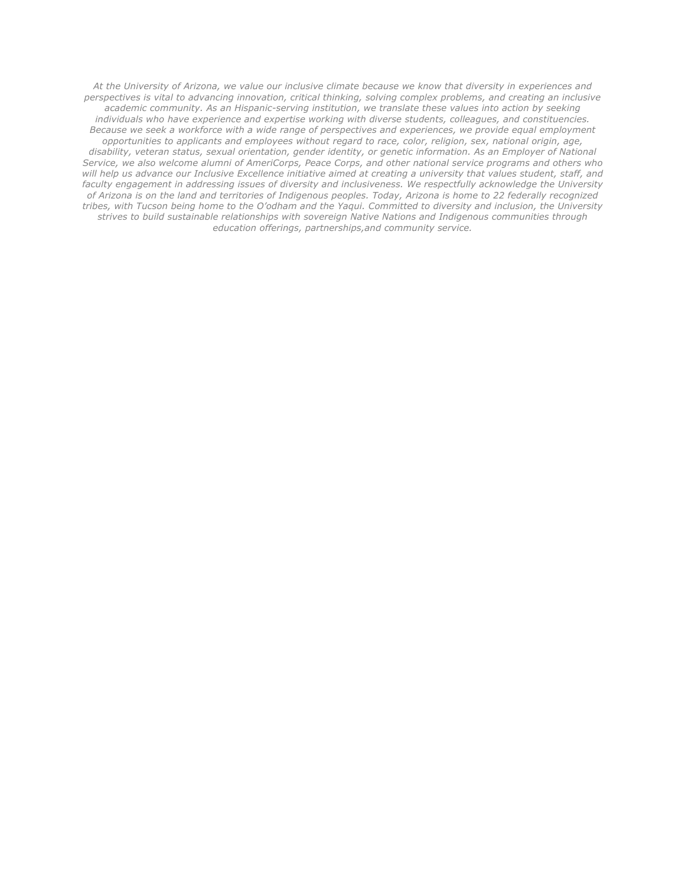*At the University of Arizona, we value our inclusive climate because we know that diversity in experiences and perspectives is vital to advancing innovation, critical thinking, solving complex problems, and creating an inclusive academic community. As an Hispanic-serving institution, we translate these values into action by seeking individuals who have experience and expertise working with diverse students, colleagues, and constituencies. Because we seek a workforce with a wide range of perspectives and experiences, we provide equal employment opportunities to applicants and employees without regard to race, color, religion, sex, national origin, age, disability, veteran status, sexual orientation, gender identity, or genetic information. As an Employer of National Service, we also welcome alumni of AmeriCorps, Peace Corps, and other national service programs and others who will help us advance our Inclusive Excellence initiative aimed at creating a university that values student, staff, and faculty engagement in addressing issues of diversity and inclusiveness. We respectfully acknowledge the University of Arizona is on the land and territories of Indigenous peoples. Today, Arizona is home to 22 federally recognized tribes, with Tucson being home to the O'odham and the Yaqui. Committed to diversity and inclusion, the University strives to build sustainable relationships with sovereign Native Nations and Indigenous communities through education offerings, partnerships,and community service.*